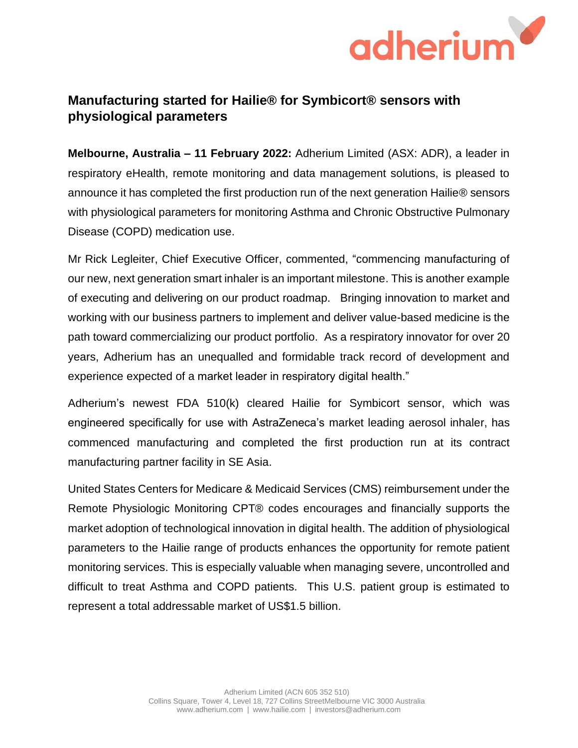# Manufacturing started for Hailie® for Symbicort® sensors with physiological parameters

**Melbourne, Australia – 11 February 2022:** Adherium Limited (ASX: ADR), a leader in respiratory eHealth, remote monitoring and data management solutions, is pleased to announce it has completed the first production run of the next generation Hailie® sensors with physiological parameters for monitoring Asthma and Chronic Obstructive Pulmonary Disease (COPD) medication use.

Mr Rick Legleiter, Chief Executive Officer, commented, "commencing manufacturing of our new, next generation smart inhaler is an important milestone. This is another example of executing and delivering on our product roadmap. Bringing innovation to market and working with our business partners to implement and deliver value-based medicine is the path toward commercializing our product portfolio. As a respiratory innovator for over 20 years, Adherium has an unequalled and formidable track record of development and experience expected of a market leader in respiratory digital health."

Adherium's newest FDA 510(k) cleared Hailie for Symbicort sensor, which was engineered specifically for use with AstraZeneca's market leading aerosol inhaler, has commenced manufacturing and completed the first production run at its contract manufacturing partner facility in SE Asia.

United States Centers for Medicare & Medicaid Services (CMS) reimbursement under the Remote Physiologic Monitoring CPT® codes encourages and financially supports the market adoption of technological innovation in digital health. The addition of physiological parameters to the Hailie range of products enhances the opportunity for remote patient monitoring services. This is especially valuable when managing severe, uncontrolled and difficult to treat Asthma and COPD patients. This U.S. patient group is estimated to represent a total addressable market of US$1.5 billion.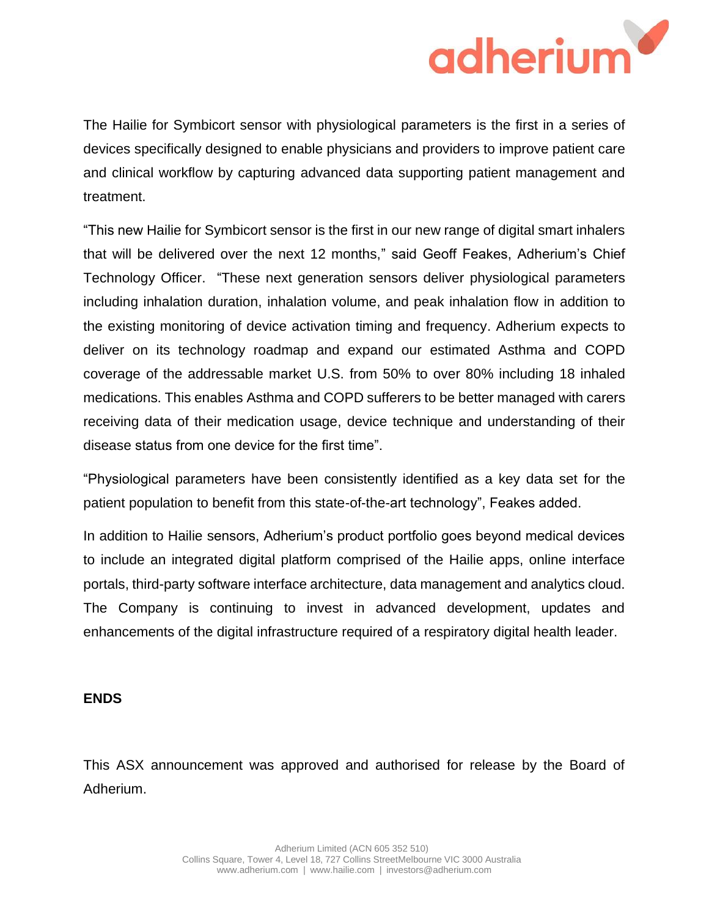The Hailie for Symbicort sensor with physiological parameters is the first in a series of devices specifically designed to enable physicians and providers to improve patient care and clinical workflow by capturing advanced data supporting patient management and treatment.

"This new Hailie for Symbicort sensor is the first in our new range of digital smart inhalers that will be delivered over the next 12 months," said Geoff Feakes, Adherium's Chief Technology Officer. "These next generation sensors deliver physiological parameters including inhalation duration, inhalation volume, and peak inhalation flow in addition to the existing monitoring of device activation timing and frequency. Adherium expects to deliver on its technology roadmap and expand our estimated Asthma and COPD coverage of the addressable market U.S. from 50% to over 80% including 18 inhaled medications. This enables Asthma and COPD sufferers to be better managed with carers receiving data of their medication usage, device technique and understanding of their disease status from one device for the first time".

"Physiological parameters have been consistently identified as a key data set for the patient population to benefit from this state-of-the-art technology", Feakes added.

In addition to Hailie sensors, Adherium's product portfolio goes beyond medical devices to include an integrated digital platform comprised of the Hailie apps, online interface portals, third-party software interface architecture, data management and analytics cloud. The Company is continuing to invest in advanced development, updates and enhancements of the digital infrastructure required of a respiratory digital health leader.

**ENDS**

This ASX announcement was approved and authorised for release by the Board of Adherium.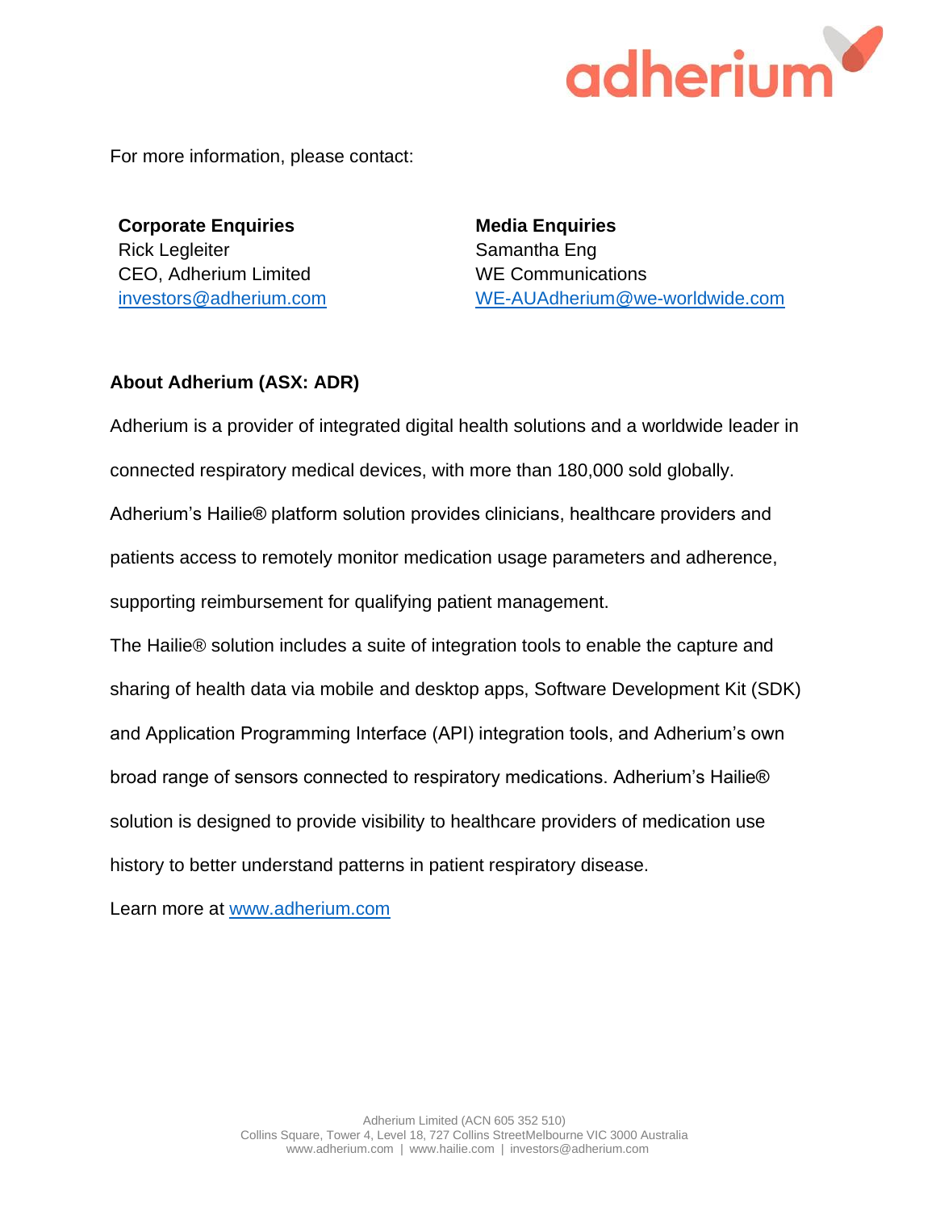For more information, please contact:

**Corporate Enquiries**
Rick Legleiter
CEO, Adherium Limited
investors@adherium.com

**Media Enquiries**
Samantha Eng
WE Communications
WE-AUAdherium@we-worldwide.com

**About Adherium (ASX: ADR)**

Adherium is a provider of integrated digital health solutions and a worldwide leader in connected respiratory medical devices, with more than 180,000 sold globally. Adherium's Hailie® platform solution provides clinicians, healthcare providers and patients access to remotely monitor medication usage parameters and adherence, supporting reimbursement for qualifying patient management.

The Hailie® solution includes a suite of integration tools to enable the capture and sharing of health data via mobile and desktop apps, Software Development Kit (SDK) and Application Programming Interface (API) integration tools, and Adherium's own broad range of sensors connected to respiratory medications. Adherium's Hailie® solution is designed to provide visibility to healthcare providers of medication use history to better understand patterns in patient respiratory disease.

Learn more at www.adherium.com